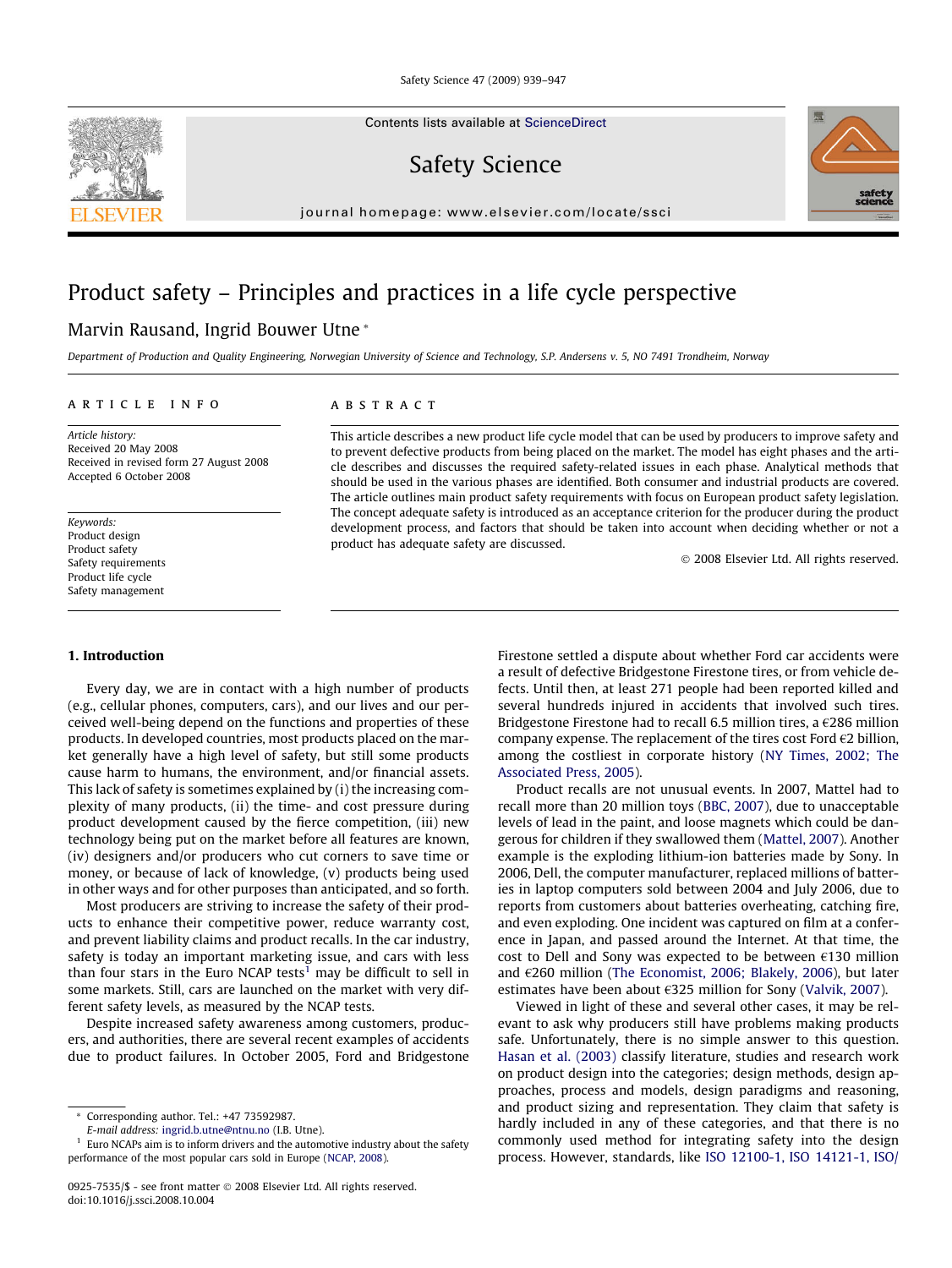# Product safety – Principles and practices in a life cycle perspective

Marvin Rausand, Ingrid Bouwer Utne *

*Department of Production and Quality Engineering, Norwegian University of Science and Technology, S.P. Andersens v. 5, NO 7491 Trondheim, Norway*

**ARTICLE INFO**

*Article history:*
Received 20 May 2008
Received in revised form 27 August 2008
Accepted 6 October 2008

*Keywords:*
Product design
Product safety
Safety requirements
Product life cycle
Safety management

**ABSTRACT**

This article describes a new product life cycle model that can be used by producers to improve safety and to prevent defective products from being placed on the market. The model has eight phases and the article describes and discusses the required safety-related issues in each phase. Analytical methods that should be used in the various phases are identified. Both consumer and industrial products are covered. The article outlines main product safety requirements with focus on European product safety legislation. The concept adequate safety is introduced as an acceptance criterion for the producer during the product development process, and factors that should be taken into account when deciding whether or not a product has adequate safety are discussed.

© 2008 Elsevier Ltd. All rights reserved.

## 1. Introduction

Every day, we are in contact with a high number of products (e.g., cellular phones, computers, cars), and our lives and our perceived well-being depend on the functions and properties of these products. In developed countries, most products placed on the market generally have a high level of safety, but still some products cause harm to humans, the environment, and/or financial assets. This lack of safety is sometimes explained by (i) the increasing complexity of many products, (ii) the time- and cost pressure during product development caused by the fierce competition, (iii) new technology being put on the market before all features are known, (iv) designers and/or producers who cut corners to save time or money, or because of lack of knowledge, (v) products being used in other ways and for other purposes than anticipated, and so forth.

Most producers are striving to increase the safety of their products to enhance their competitive power, reduce warranty cost, and prevent liability claims and product recalls. In the car industry, safety is today an important marketing issue, and cars with less than four stars in the Euro NCAP tests[1] may be difficult to sell in some markets. Still, cars are launched on the market with very different safety levels, as measured by the NCAP tests.

Despite increased safety awareness among customers, producers, and authorities, there are several recent examples of accidents due to product failures. In October 2005, Ford and Bridgestone Firestone settled a dispute about whether Ford car accidents were a result of defective Bridgestone Firestone tires, or from vehicle defects. Until then, at least 271 people had been reported killed and several hundreds injured in accidents that involved such tires. Bridgestone Firestone had to recall 6.5 million tires, a €286 million company expense. The replacement of the tires cost Ford €2 billion, among the costliest in corporate history (NY Times, 2002; The Associated Press, 2005).

Product recalls are not unusual events. In 2007, Mattel had to recall more than 20 million toys (BBC, 2007), due to unacceptable levels of lead in the paint, and loose magnets which could be dangerous for children if they swallowed them (Mattel, 2007). Another example is the exploding lithium-ion batteries made by Sony. In 2006, Dell, the computer manufacturer, replaced millions of batteries in laptop computers sold between 2004 and July 2006, due to reports from customers about batteries overheating, catching fire, and even exploding. One incident was captured on film at a conference in Japan, and passed around the Internet. At that time, the cost to Dell and Sony was expected to be between €130 million and €260 million (The Economist, 2006; Blakely, 2006), but later estimates have been about €325 million for Sony (Valvik, 2007).

Viewed in light of these and several other cases, it may be relevant to ask why producers still have problems making products safe. Unfortunately, there is no simple answer to this question. Hasan et al. (2003) classify literature, studies and research work on product design into the categories; design methods, design approaches, process and models, design paradigms and reasoning, and product sizing and representation. They claim that safety is hardly included in any of these categories, and that there is no commonly used method for integrating safety into the design process. However, standards, like ISO 12100-1, ISO 14121-1, ISO/

---

* Corresponding author. Tel.: +47 73592987.
*E-mail address:* ingrid.b.utne@ntnu.no (I.B. Utne).

[1] Euro NCAPs aim is to inform drivers and the automotive industry about the safety performance of the most popular cars sold in Europe (NCAP, 2008).

0925-7535/$ - see front matter © 2008 Elsevier Ltd. All rights reserved.
doi:10.1016/j.ssci.2008.10.004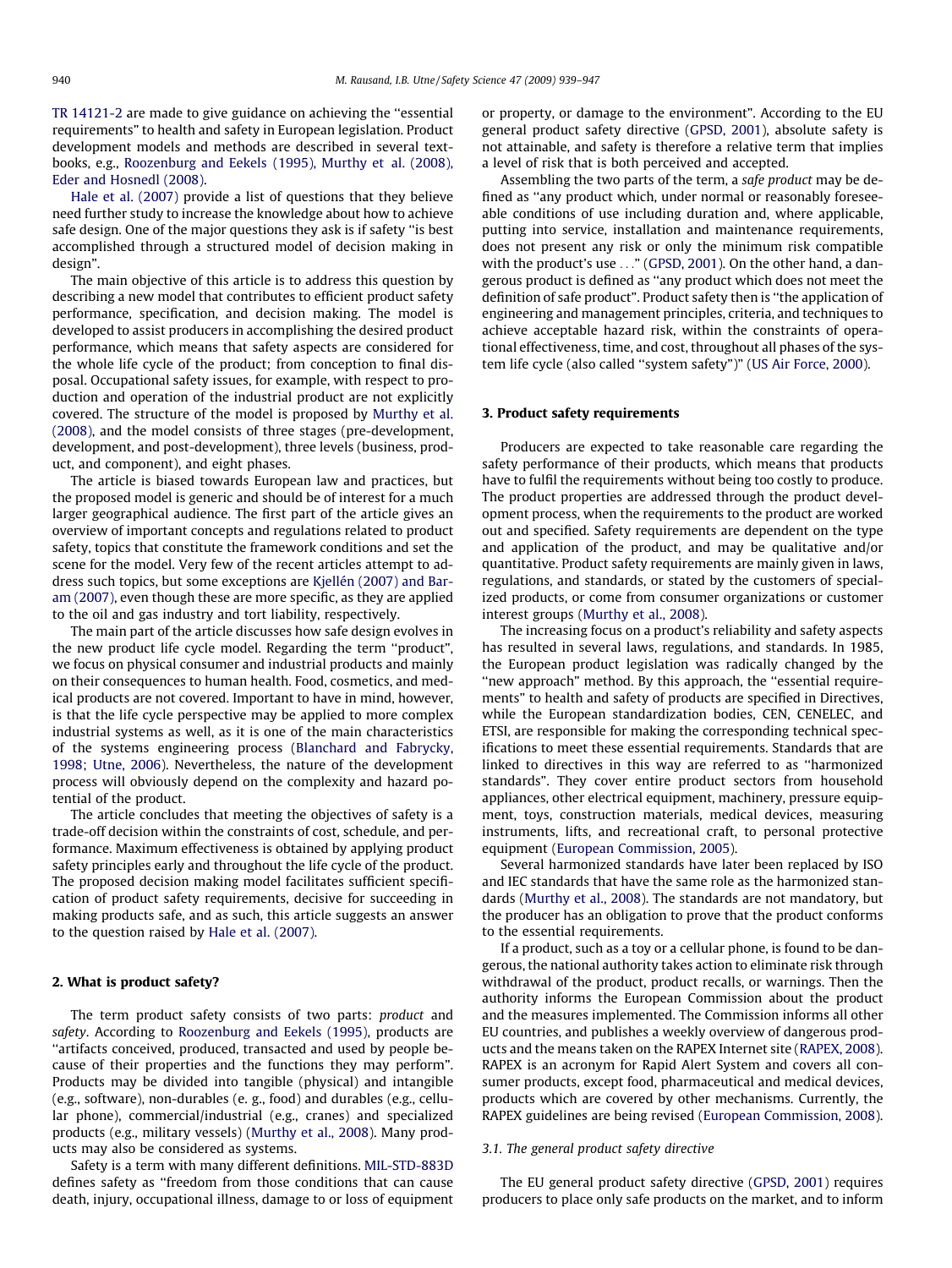TR 14121-2 are made to give guidance on achieving the "essential requirements" to health and safety in European legislation. Product development models and methods are described in several textbooks, e.g., Roozenburg and Eekels (1995), Murthy et al. (2008), Eder and Hosnedl (2008).

Hale et al. (2007) provide a list of questions that they believe need further study to increase the knowledge about how to achieve safe design. One of the major questions they ask is if safety "is best accomplished through a structured model of decision making in design".

The main objective of this article is to address this question by describing a new model that contributes to efficient product safety performance, specification, and decision making. The model is developed to assist producers in accomplishing the desired product performance, which means that safety aspects are considered for the whole life cycle of the product; from conception to final disposal. Occupational safety issues, for example, with respect to production and operation of the industrial product are not explicitly covered. The structure of the model is proposed by Murthy et al. (2008), and the model consists of three stages (pre-development, development, and post-development), three levels (business, product, and component), and eight phases.

The article is biased towards European law and practices, but the proposed model is generic and should be of interest for a much larger geographical audience. The first part of the article gives an overview of important concepts and regulations related to product safety, topics that constitute the framework conditions and set the scene for the model. Very few of the recent articles attempt to address such topics, but some exceptions are Kjellén (2007) and Baram (2007), even though these are more specific, as they are applied to the oil and gas industry and tort liability, respectively.

The main part of the article discusses how safe design evolves in the new product life cycle model. Regarding the term "product", we focus on physical consumer and industrial products and mainly on their consequences to human health. Food, cosmetics, and medical products are not covered. Important to have in mind, however, is that the life cycle perspective may be applied to more complex industrial systems as well, as it is one of the main characteristics of the systems engineering process (Blanchard and Fabrycky, 1998; Utne, 2006). Nevertheless, the nature of the development process will obviously depend on the complexity and hazard potential of the product.

The article concludes that meeting the objectives of safety is a trade-off decision within the constraints of cost, schedule, and performance. Maximum effectiveness is obtained by applying product safety principles early and throughout the life cycle of the product. The proposed decision making model facilitates sufficient specification of product safety requirements, decisive for succeeding in making products safe, and as such, this article suggests an answer to the question raised by Hale et al. (2007).

## 2. What is product safety?

The term product safety consists of two parts: *product* and *safety*. According to Roozenburg and Eekels (1995), products are "artifacts conceived, produced, transacted and used by people because of their properties and the functions they may perform". Products may be divided into tangible (physical) and intangible (e.g., software), non-durables (e. g., food) and durables (e.g., cellular phone), commercial/industrial (e.g., cranes) and specialized products (e.g., military vessels) (Murthy et al., 2008). Many products may also be considered as systems.

Safety is a term with many different definitions. MIL-STD-883D defines safety as "freedom from those conditions that can cause death, injury, occupational illness, damage to or loss of equipment or property, or damage to the environment". According to the EU general product safety directive (GPSD, 2001), absolute safety is not attainable, and safety is therefore a relative term that implies a level of risk that is both perceived and accepted.

Assembling the two parts of the term, a *safe product* may be defined as "any product which, under normal or reasonably foreseeable conditions of use including duration and, where applicable, putting into service, installation and maintenance requirements, does not present any risk or only the minimum risk compatible with the product's use ..." (GPSD, 2001). On the other hand, a dangerous product is defined as "any product which does not meet the definition of safe product". Product safety then is "the application of engineering and management principles, criteria, and techniques to achieve acceptable hazard risk, within the constraints of operational effectiveness, time, and cost, throughout all phases of the system life cycle (also called "system safety")" (US Air Force, 2000).

## 3. Product safety requirements

Producers are expected to take reasonable care regarding the safety performance of their products, which means that products have to fulfil the requirements without being too costly to produce. The product properties are addressed through the product development process, when the requirements to the product are worked out and specified. Safety requirements are dependent on the type and application of the product, and may be qualitative and/or quantitative. Product safety requirements are mainly given in laws, regulations, and standards, or stated by the customers of specialized products, or come from consumer organizations or customer interest groups (Murthy et al., 2008).

The increasing focus on a product's reliability and safety aspects has resulted in several laws, regulations, and standards. In 1985, the European product legislation was radically changed by the "new approach" method. By this approach, the "essential requirements" to health and safety of products are specified in Directives, while the European standardization bodies, CEN, CENELEC, and ETSI, are responsible for making the corresponding technical specifications to meet these essential requirements. Standards that are linked to directives in this way are referred to as "harmonized standards". They cover entire product sectors from household appliances, other electrical equipment, machinery, pressure equipment, toys, construction materials, medical devices, measuring instruments, lifts, and recreational craft, to personal protective equipment (European Commission, 2005).

Several harmonized standards have later been replaced by ISO and IEC standards that have the same role as the harmonized standards (Murthy et al., 2008). The standards are not mandatory, but the producer has an obligation to prove that the product conforms to the essential requirements.

If a product, such as a toy or a cellular phone, is found to be dangerous, the national authority takes action to eliminate risk through withdrawal of the product, product recalls, or warnings. Then the authority informs the European Commission about the product and the measures implemented. The Commission informs all other EU countries, and publishes a weekly overview of dangerous products and the means taken on the RAPEX Internet site (RAPEX, 2008). RAPEX is an acronym for Rapid Alert System and covers all consumer products, except food, pharmaceutical and medical devices, products which are covered by other mechanisms. Currently, the RAPEX guidelines are being revised (European Commission, 2008).

### 3.1. The general product safety directive

The EU general product safety directive (GPSD, 2001) requires producers to place only safe products on the market, and to inform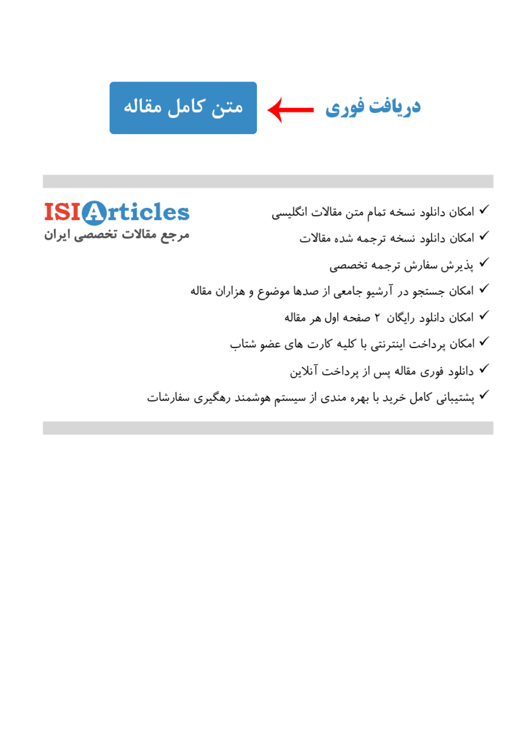دریافت فوری ← متن کامل مقاله

**ISIArticles**
مرجع مقالات تخصصی ایران

- ✓ امکان دانلود نسخه تمام متن مقالات انگلیسی
- ✓ امکان دانلود نسخه ترجمه شده مقالات
- ✓ پذیرش سفارش ترجمه تخصصی
- ✓ امکان جستجو در آرشیو جامعی از صدها موضوع و هزاران مقاله
- ✓ امکان دانلود رایگان ۲ صفحه اول هر مقاله
- ✓ امکان پرداخت اینترنتی با کلیه کارت های عضو شتاب
- ✓ دانلود فوری مقاله پس از پرداخت آنلاین
- ✓ پشتیبانی کامل خرید با بهره مندی از سیستم هوشمند رهگیری سفارشات